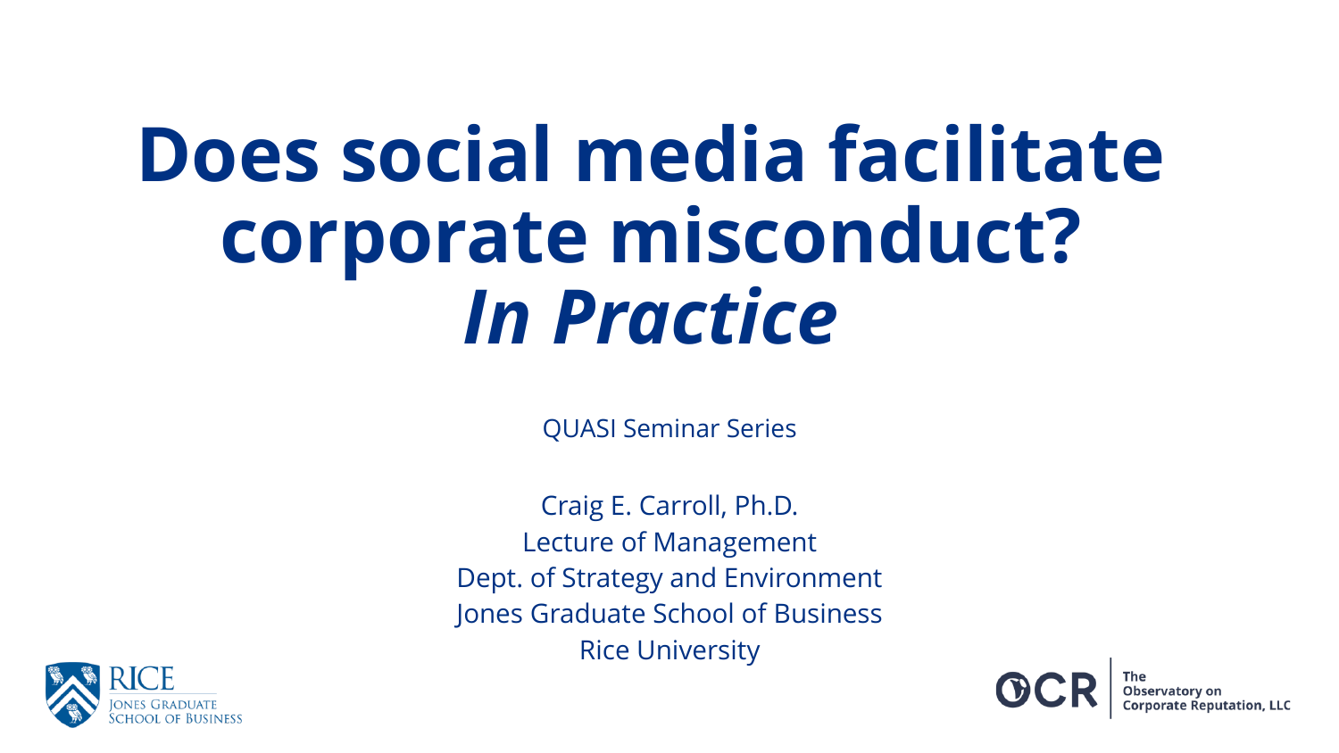# Does social media facilitate corporate misconduct? *In Practice*

QUASI Seminar Series

Craig E. Carroll, Ph.D.
Lecture of Management
Dept. of Strategy and Environment
Jones Graduate School of Business
Rice University

RICE
Jones Graduate School of Business

OCR
The Observatory on Corporate Reputation, LLC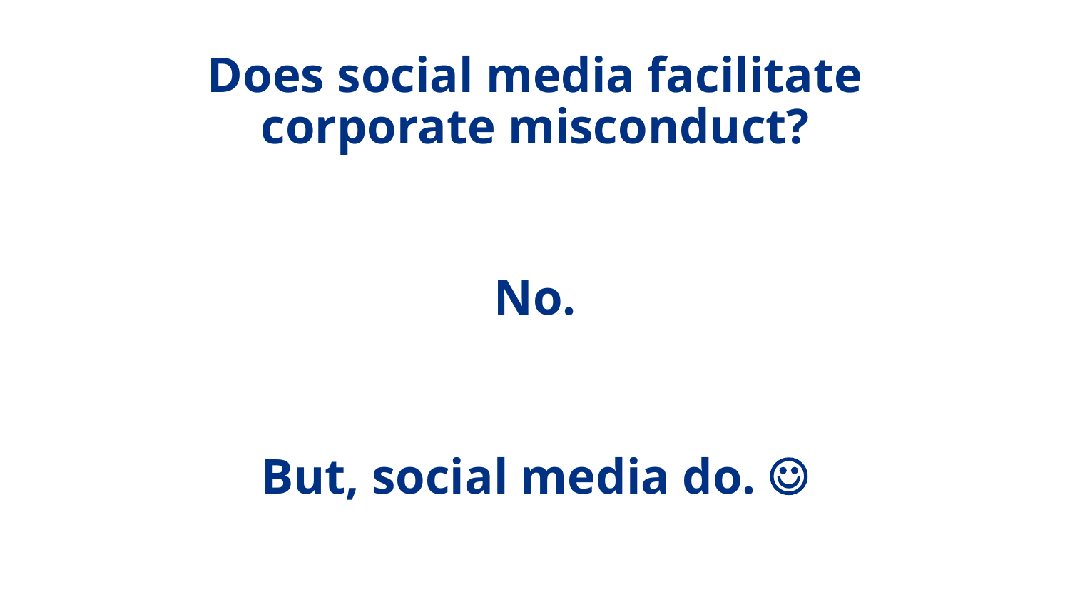# Does social media facilitate corporate misconduct?

**No.**

**But, social media do. ☺**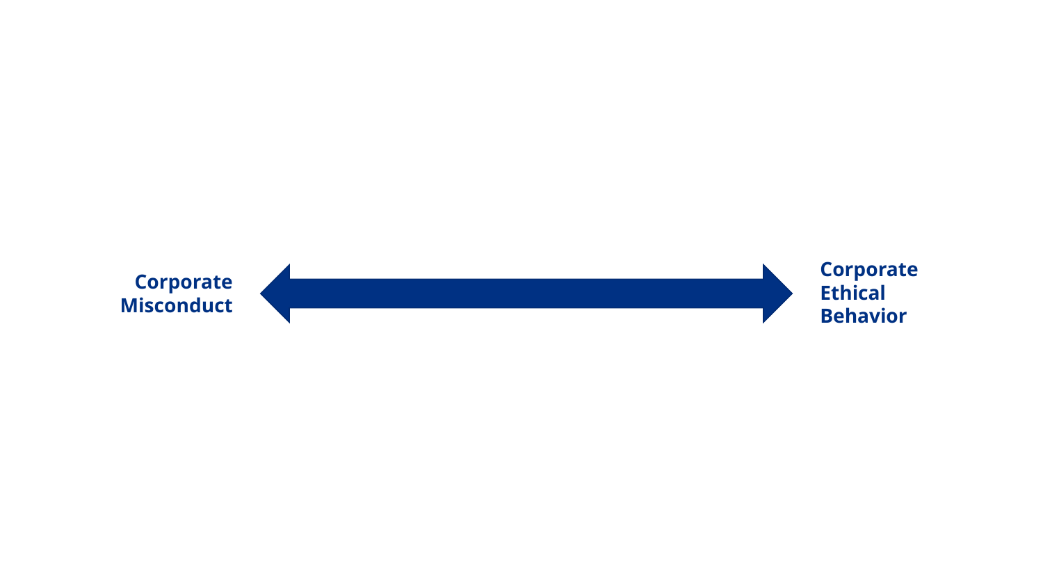**Corporate Misconduct** ⟷ **Corporate Ethical Behavior**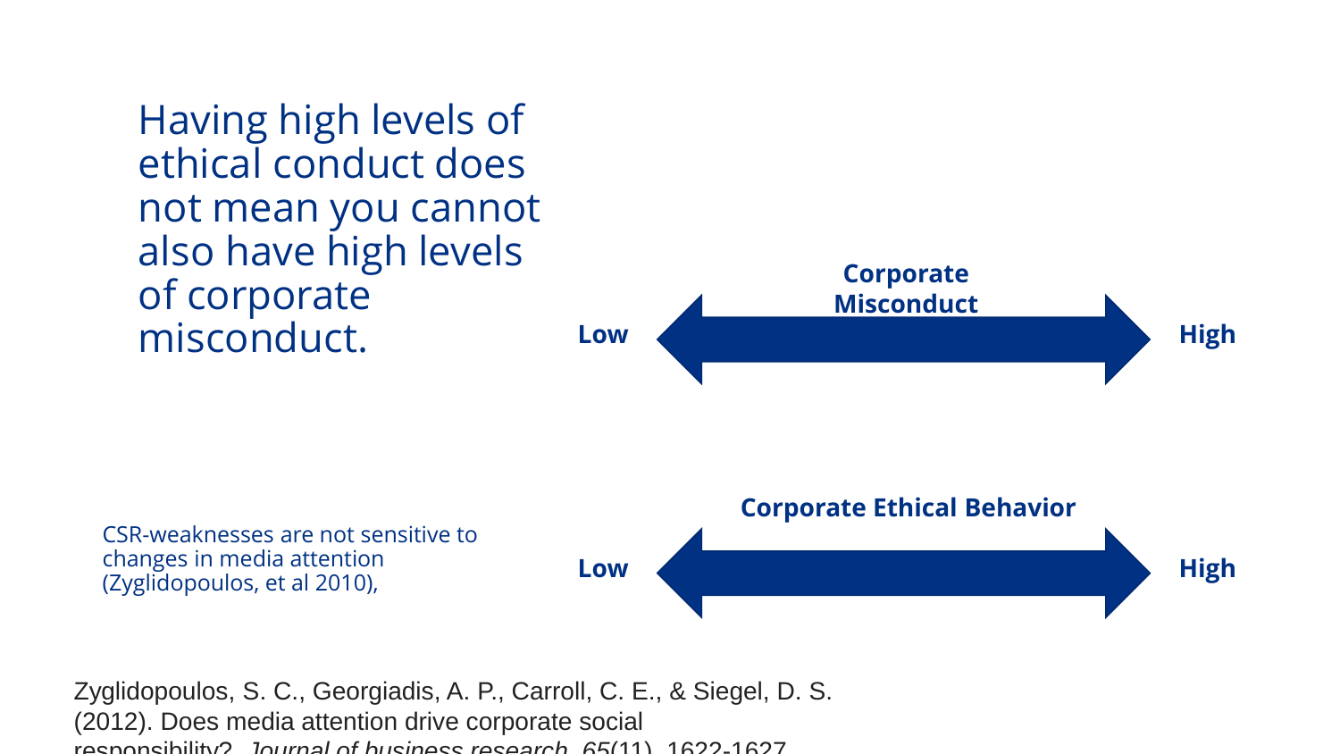Having high levels of ethical conduct does not mean you cannot also have high levels of corporate misconduct.

**Corporate Misconduct**

**Low** ⟷ **High**

**Corporate Ethical Behavior**

**Low** ⟷ **High**

CSR-weaknesses are not sensitive to changes in media attention (Zyglidopoulos, et al 2010),

Zyglidopoulos, S. C., Georgiadis, A. P., Carroll, C. E., & Siegel, D. S. (2012). Does media attention drive corporate social responsibility?. *Journal of business research*, *65*(11), 1622-1627.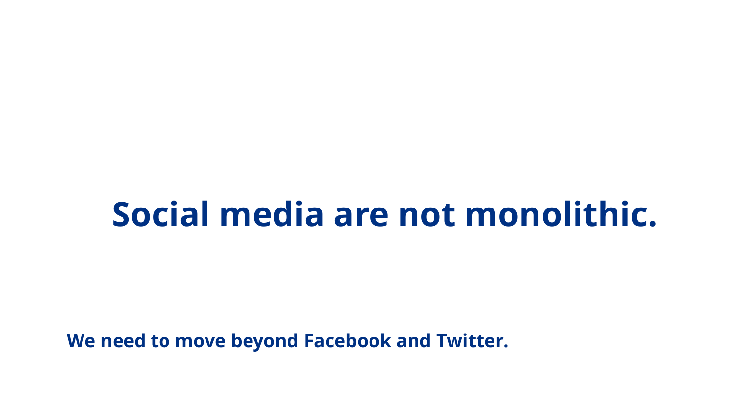# Social media are not monolithic.

**We need to move beyond Facebook and Twitter.**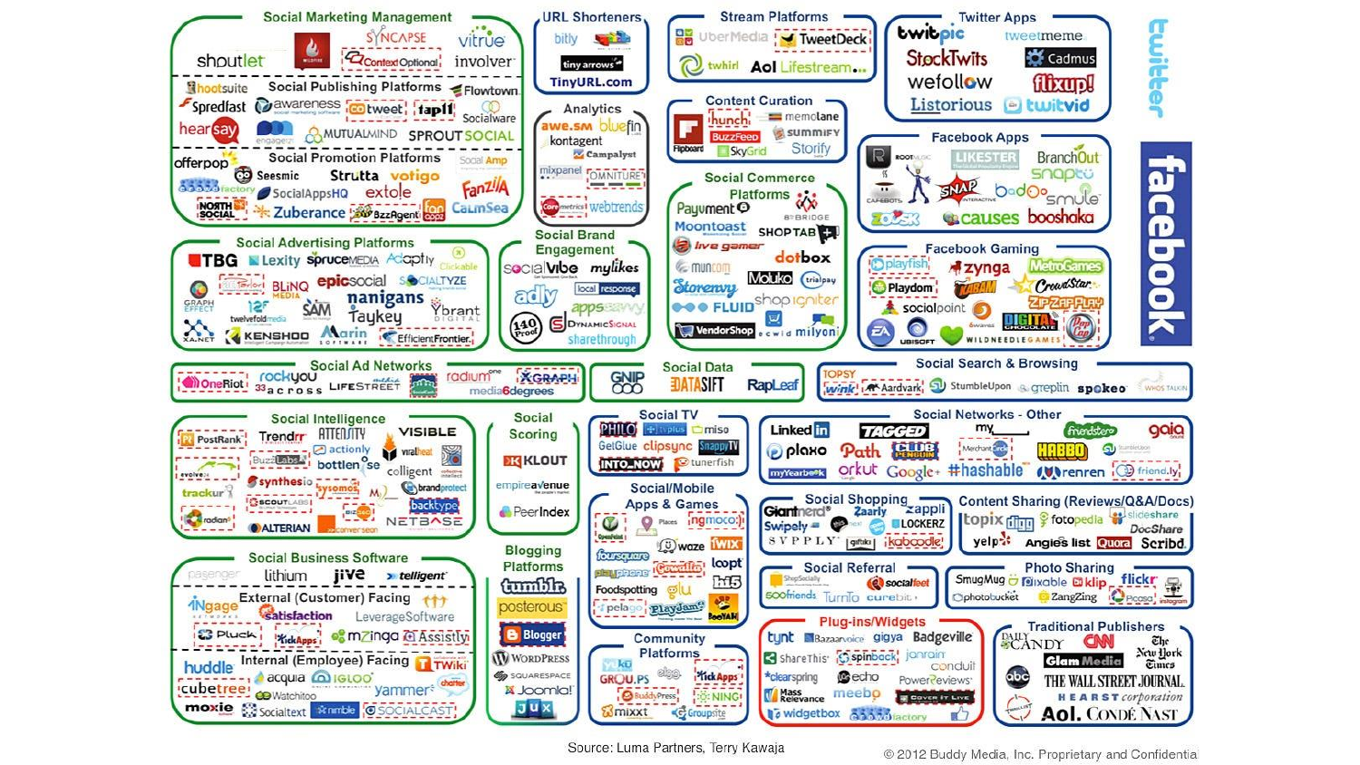## Social Marketing Management
shoutlet, Wildfire, Syncapse, Context Optional, vitrue, involver

### Social Publishing Platforms
hootsuite, Spredfast, awareness, cotweet, tap11, Flowtown, Socialware, hearsay, engagor, MutualMind, Sprout Social

### Social Promotion Platforms
offerpop, Seesmic, Strutta, votigo, Social Amp, Fanzila, Wildfire (factory), SocialAppsHQ, extole, North Social, Zuberance, BuzzAgent, ion, CalmSea

## URL Shorteners
bitly, tiny arrows, TinyURL.com

## Analytics
awe.sm, bluefin, kontagent, Campalyst, mixpanel, Omniture, Coremetrics, webtrends

## Stream Platforms
UberMedia, TweetDeck, twhirl, Aol Lifestream

## Content Curation
Flipboard, Thunch, memolane, BuzzFeed, summify, SkyGrid, Storify

## Twitter Apps
twitpic, tweetmeme, StockTwits, Cadmus, wefollow, flixup!, Listorious, twitvid

## twitter

## Facebook Apps
Rootmusic, Likester, BranchOut, snaptu, Cafebots, SNAP Interactive, badoo, smule, Zoosk, causes, booshaka

## Facebook Gaming
playfish, zynga, MetroGames, Playdom, Kabam, CrowdStar, socialpoint, 6waves, Zip Zap Play, EA, Ubisoft, Digital Chocolate, Wildneedle Games, Pop Cap

## facebook

## Social Commerce Platforms
Payment, Bybridge, Moontoast, Shoptab, live gamer, dotbox, muncom, Moluko, trialpay, Storenvy, shop igniter, FLUID, VendorShop, ecwid, milyoni

## Social Advertising Platforms
TBG, Lexity, sprucemedia, Adaptly, Clickable, Graph Effect, Blinq Media, epicsocial, SocialTyze, twelvefold media, SAM, nanigans, Taykey, Ybrant Digital, XA.net, Kenshoo, Marin Software, EfficientFrontier

## Social Brand Engagement
socialvibe, mylikes, adly, local response, appssavvy, 140 Proof, Dynamic Signal, sharethrough

## Social Ad Networks
OneRiot, rockyou, 33across, Lifestreet, radiumone, Xgraph, media6degrees

## Social Data
Gnip, DataSift, RapLeaf

## Social Search & Browsing
Topsy, wink, Aardvark, StumbleUpon, greplin, spokeo, Whos Talkin

## Social Intelligence
PostRank, Trendrr, Attensity, Visible, actionly, viralheat, evolve24, BuzzLabs, bottlenose, collective intellect, trackur, synthesio, sysomos, brandprotect, scout labs, M2, radian6, bizzoo, backtype, Alterian, conversition, NetBase

## Social Scoring
Klout, empireavenue, PeerIndex

## Social TV
Philo, tvplus, miso, GetGlue, clipsync, SnappyTV, Into_Now, tunerfish

## Social/Mobile Apps & Games
OpenFeint, Places, ngmoco, waze, foursquare, fwix, playphone, Gowalla, loopt, Foodspotting, gilu, hi5, pelago, PlayJam, Booyah

## Social Networks - Other
LinkedIn, Tagged, my_____, friendster, gaia, plaxo, Path, Club Penguin, Merchant Circle, Habbo, StumbleUpon, myYearbook, orkut, Google+, #hashable, renren, friend.ly

## Social Shopping
Giantnerd, Zaarly, zappli, Swipely, Lockerz, SVPPLY, giftiki, kaboodle

## Content Sharing (Reviews/Q&A/Docs)
topix, digg, fotopedia, slideshare, DocShare, yelp, Angie's list, Quora, Scribd

## Social Referral
ShopSocially, socialfeet, 500friends, TurnTo, curebit

## Photo Sharing
SmugMug, pixable, klip, flickr, photobucket, ZangZing, Picasa, instagram

## Social Business Software
pasenger, lithium, jive, telligent

### External (Customer) Facing
iNgage Networks, satisfaction, LeverageSoftware, Pluck, KickApps, mzinga, Assistly

### Internal (Employee) Facing
huddle, TWiki, acquia, igloo, charter, cubetree, Watchitoo, yammer, moxie, Socialtext, nimble, Socialcast

## Blogging Platforms
tumblr, posterous, Blogger, WordPress, Squarespace, Joomla!, Jux

## Community Platforms
Ku, GROU.PS, elgg, KickApps, BuddyPress, NING, mixxt, Groupsite

## Plug-ins/Widgets
tynt, Bazaarvoice, gigya, Badgeville, ShareThis, spinback, janrain, conduit, clearspring, echo, PowerReviews, Mass Relevance, meebo, Cover It Live, widgetbox, Wildfire (factory)

## Traditional Publishers
Daily Candy, CNN, The New York Times, Glam Media, abc, The Wall Street Journal, Hearst corporation, Mashable, Aol., Condé Nast

Source: Luma Partners, Terry Kawaja

© 2012 Buddy Media, Inc. Proprietary and Confidential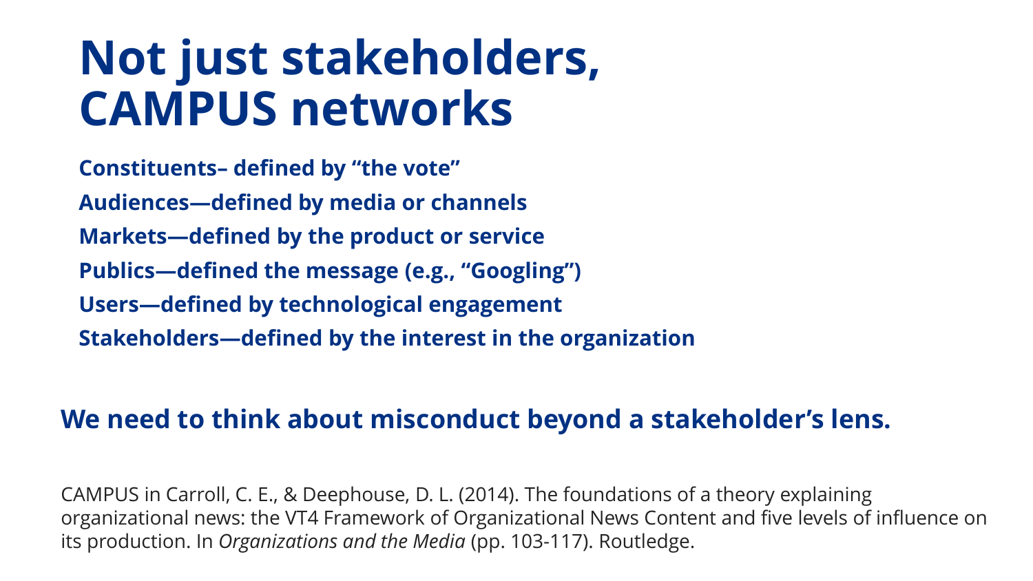# Not just stakeholders, CAMPUS networks

**Constituents– defined by “the vote”**

**Audiences—defined by media or channels**

**Markets—defined by the product or service**

**Publics—defined the message (e.g., “Googling”)**

**Users—defined by technological engagement**

**Stakeholders—defined by the interest in the organization**

**We need to think about misconduct beyond a stakeholder’s lens.**

CAMPUS in Carroll, C. E., & Deephouse, D. L. (2014). The foundations of a theory explaining organizational news: the VT4 Framework of Organizational News Content and five levels of influence on its production. In *Organizations and the Media* (pp. 103-117). Routledge.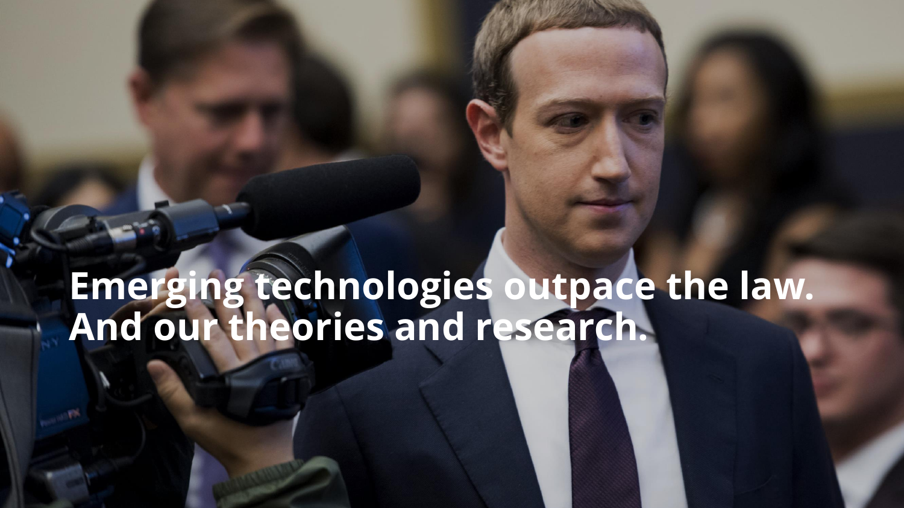**Emerging technologies outpace the law.**
**And our theories and research.**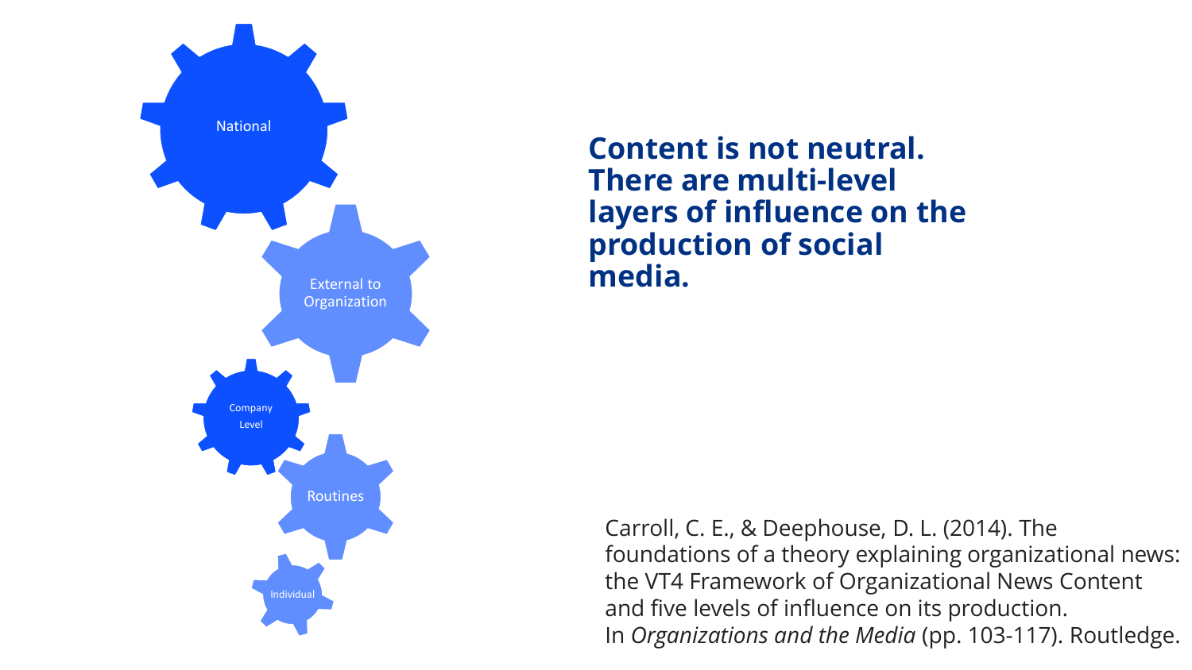National

External to Organization

Company Level

Routines

Individual

**Content is not neutral. There are multi-level layers of influence on the production of social media.**

Carroll, C. E., & Deephouse, D. L. (2014). The foundations of a theory explaining organizational news: the VT4 Framework of Organizational News Content and five levels of influence on its production. In *Organizations and the Media* (pp. 103-117). Routledge.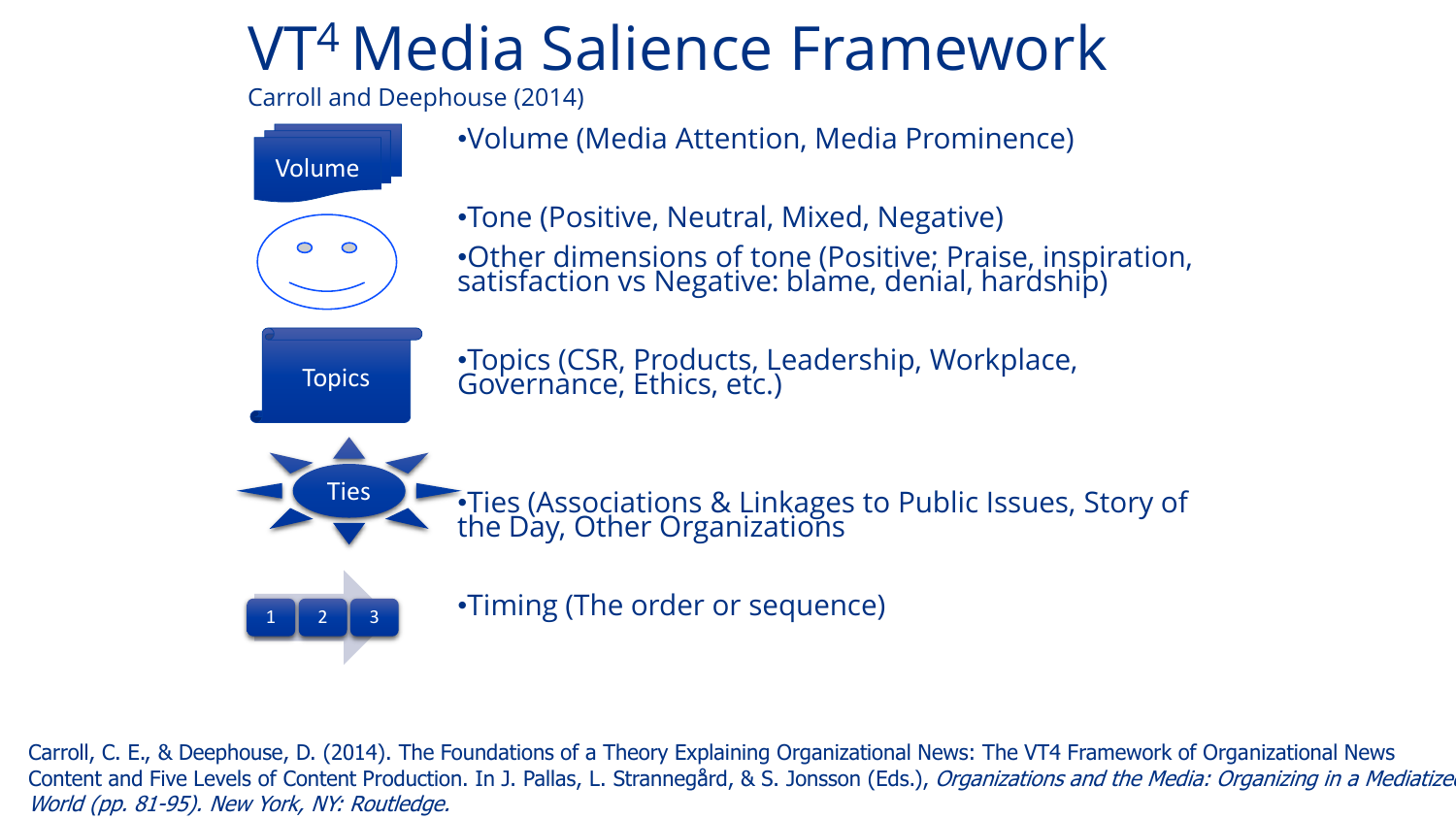# $VT^4$ Media Salience Framework

Carroll and Deephouse (2014)

- Volume (Media Attention, Media Prominence)
- Tone (Positive, Neutral, Mixed, Negative)
- Other dimensions of tone (Positive; Praise, inspiration, satisfaction vs Negative: blame, denial, hardship)
- Topics (CSR, Products, Leadership, Workplace, Governance, Ethics, etc.)
- Ties (Associations & Linkages to Public Issues, Story of the Day, Other Organizations
- Timing (The order or sequence)

Carroll, C. E., & Deephouse, D. (2014). The Foundations of a Theory Explaining Organizational News: The VT4 Framework of Organizational News Content and Five Levels of Content Production. In J. Pallas, L. Strannegård, & S. Jonsson (Eds.), *Organizations and the Media: Organizing in a Mediatized World (pp. 81-95). New York, NY: Routledge.*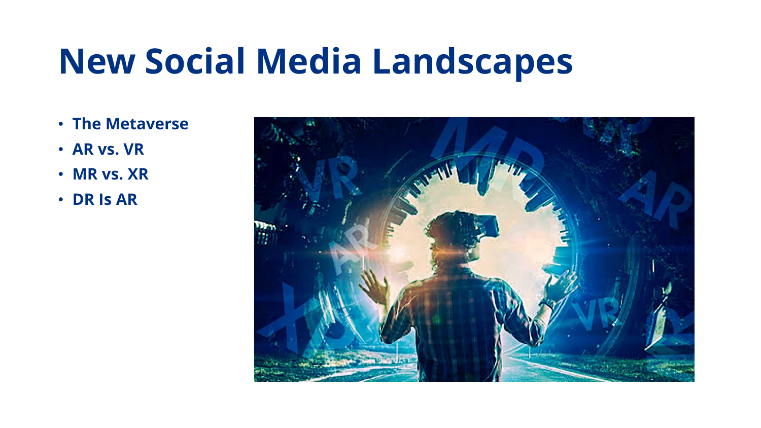# New Social Media Landscapes

- The Metaverse
- AR vs. VR
- MR vs. XR
- DR Is AR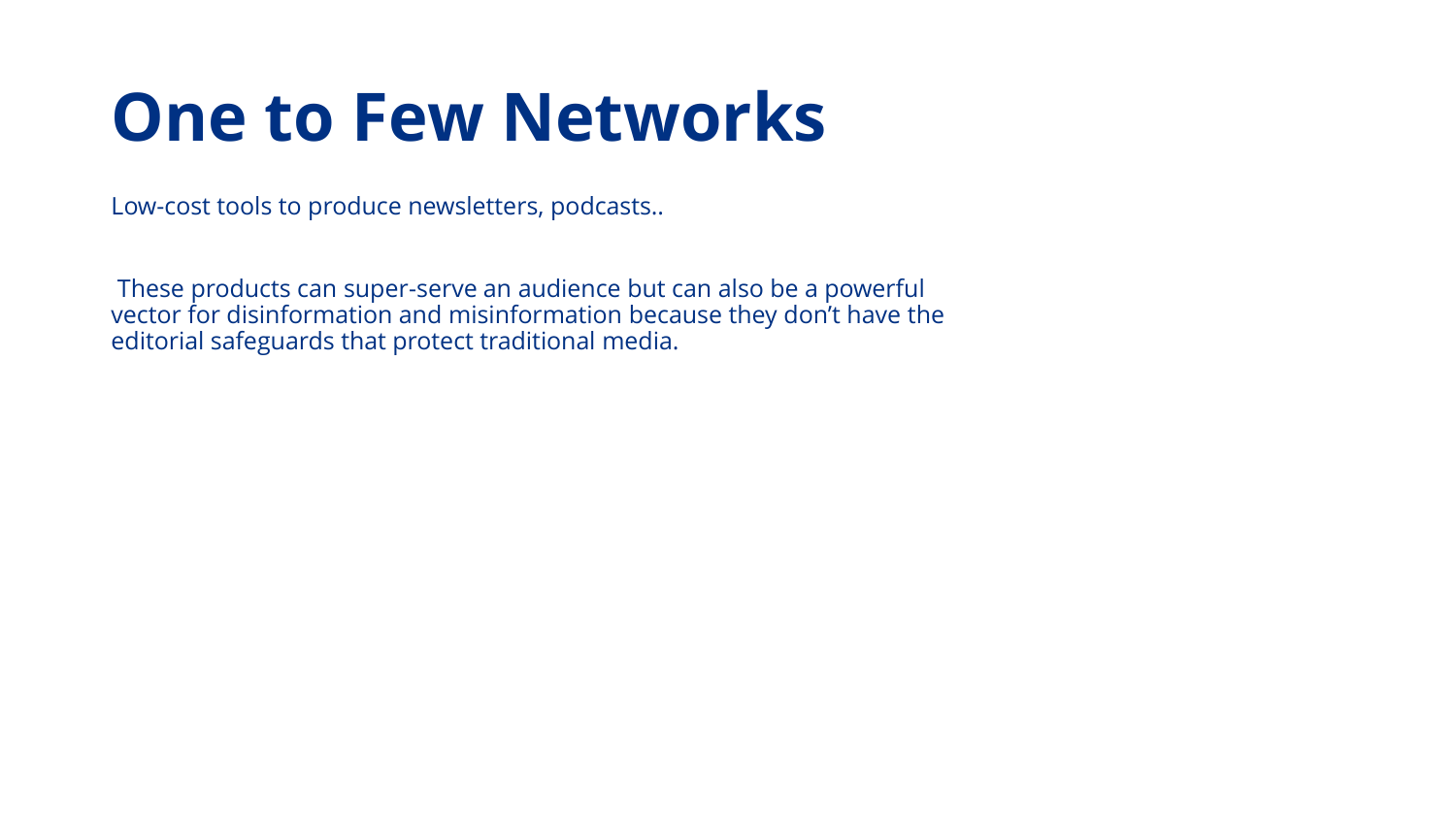# One to Few Networks

Low-cost tools to produce newsletters, podcasts..

These products can super-serve an audience but can also be a powerful vector for disinformation and misinformation because they don't have the editorial safeguards that protect traditional media.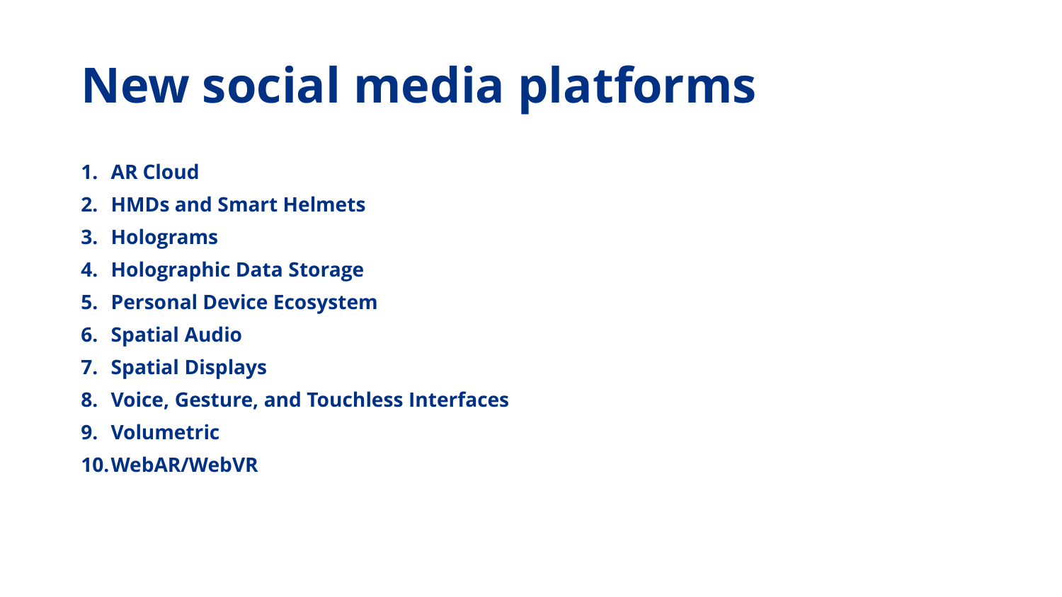# New social media platforms

1. **AR Cloud**
2. **HMDs and Smart Helmets**
3. **Holograms**
4. **Holographic Data Storage**
5. **Personal Device Ecosystem**
6. **Spatial Audio**
7. **Spatial Displays**
8. **Voice, Gesture, and Touchless Interfaces**
9. **Volumetric**
10. **WebAR/WebVR**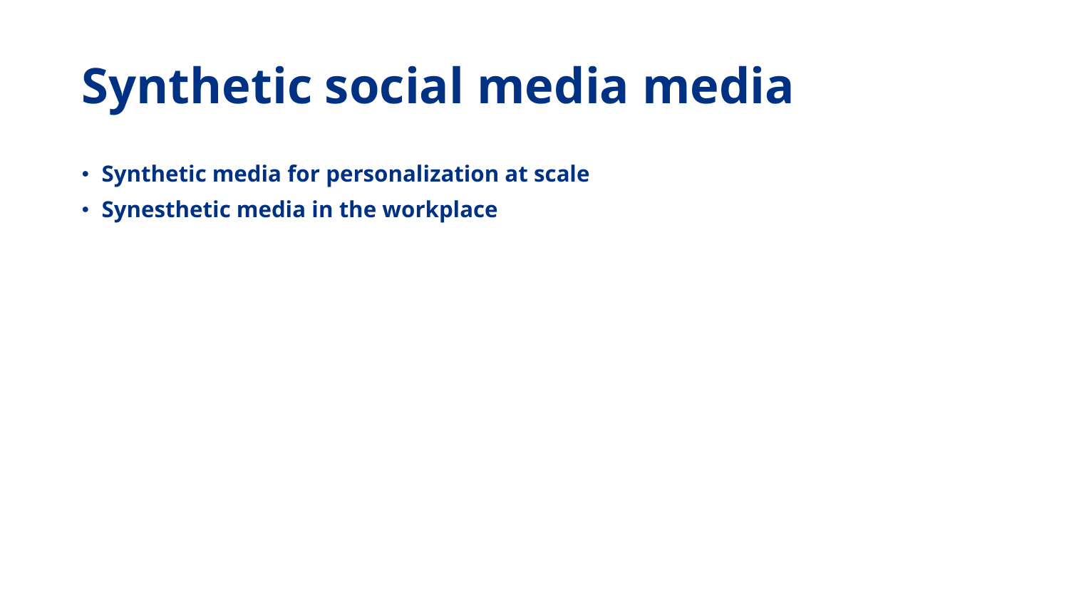# Synthetic social media media

- **Synthetic media for personalization at scale**
- **Synesthetic media in the workplace**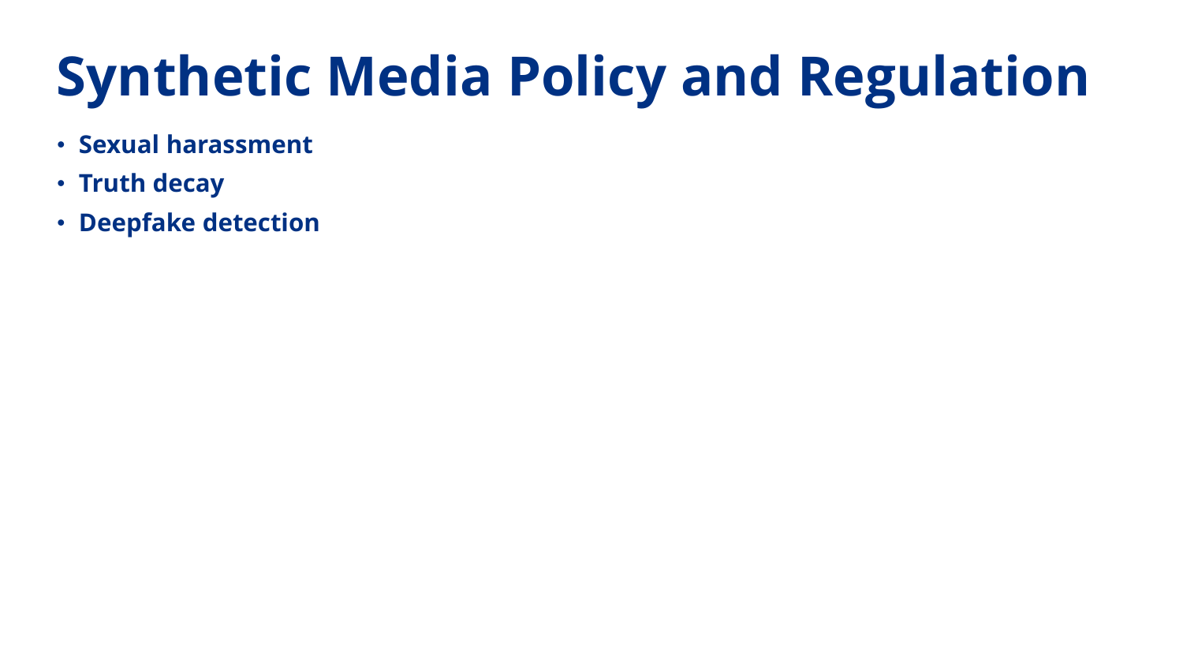# Synthetic Media Policy and Regulation

- **Sexual harassment**
- **Truth decay**
- **Deepfake detection**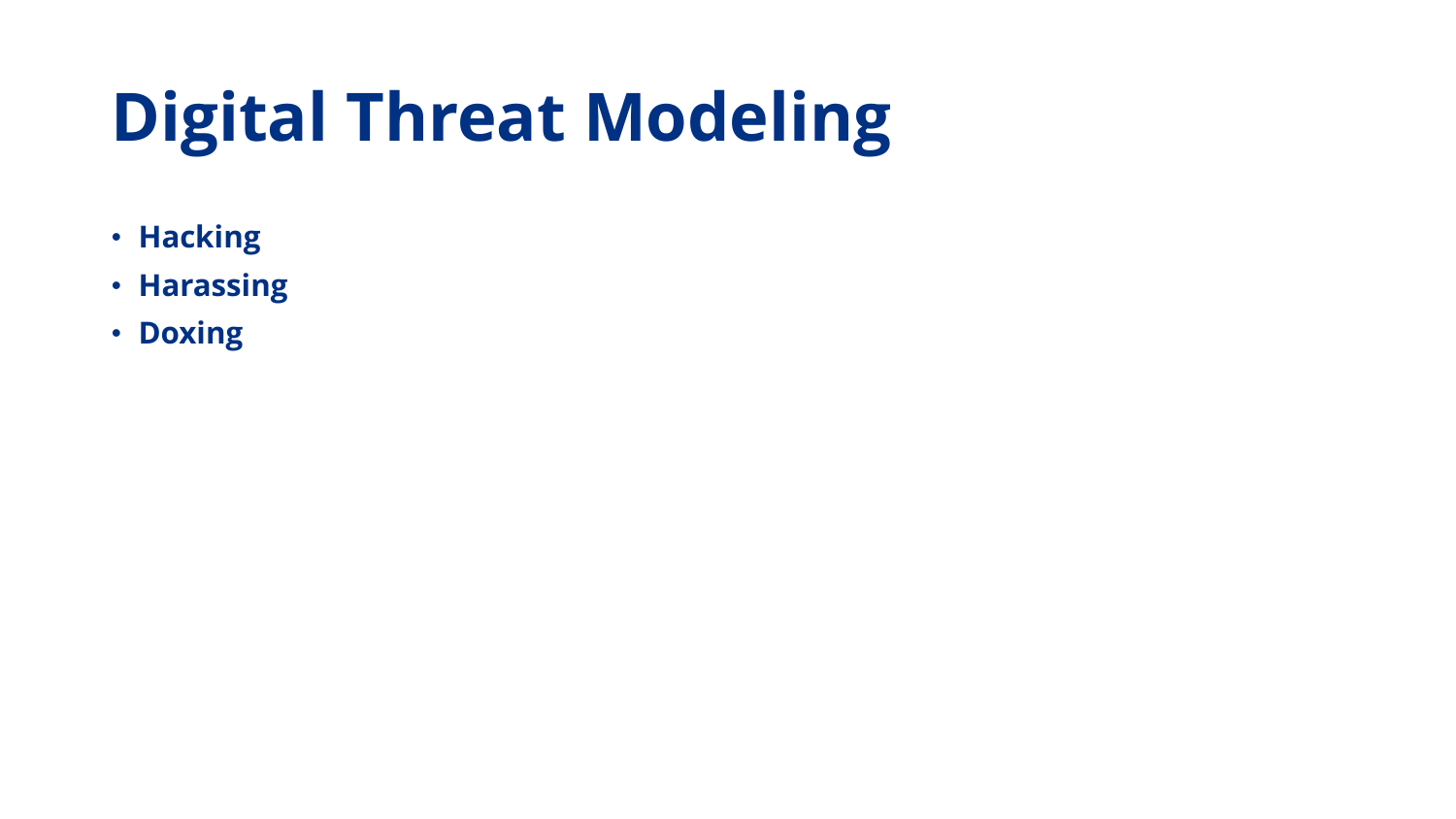# Digital Threat Modeling

- **Hacking**
- **Harassing**
- **Doxing**